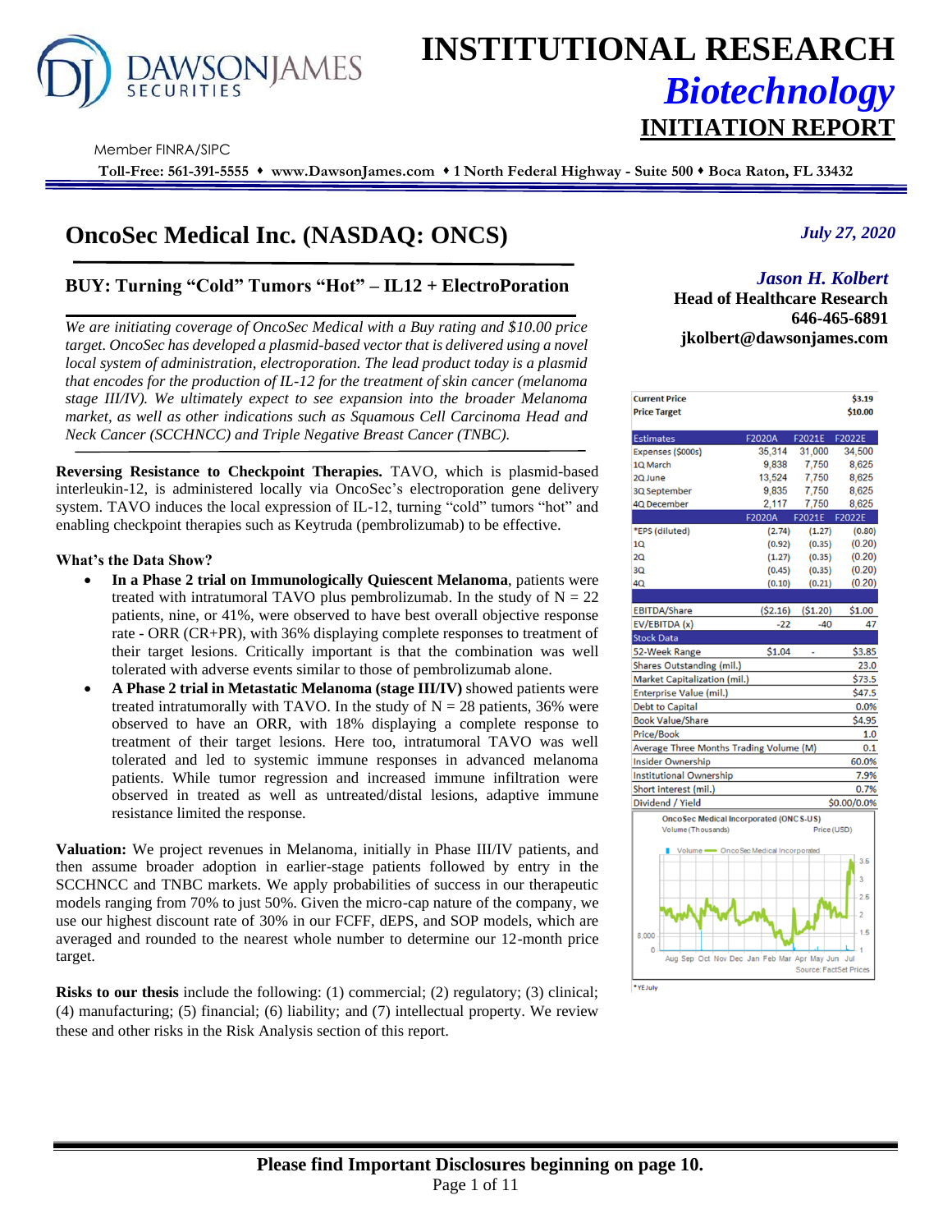# INSTITUTIONAL RESEARCH

## *Biotechnology*

## INITIATION REPORT

Member FINRA/SIPC

**Toll-Free: 561-391-5555 ♦ www.DawsonJames.com ♦ 1 North Federal Highway - Suite 500 ♦ Boca Raton, FL 33432**

# OncoSec Medical Inc. (NASDAQ: ONCS)

*July 27, 2020*

## BUY: Turning "Cold" Tumors "Hot" – IL12 + ElectroPoration

***Jason H. Kolbert***
**Head of Healthcare Research**
**646-465-6891**
**jkolbert@dawsonjames.com**

*We are initiating coverage of OncoSec Medical with a Buy rating and $10.00 price target. OncoSec has developed a plasmid-based vector that is delivered using a novel local system of administration, electroporation. The lead product today is a plasmid that encodes for the production of IL-12 for the treatment of skin cancer (melanoma stage III/IV). We ultimately expect to see expansion into the broader Melanoma market, as well as other indications such as Squamous Cell Carcinoma Head and Neck Cancer (SCCHNCC) and Triple Negative Breast Cancer (TNBC).*

**Reversing Resistance to Checkpoint Therapies.** TAVO, which is plasmid-based interleukin-12, is administered locally via OncoSec's electroporation gene delivery system. TAVO induces the local expression of IL-12, turning "cold" tumors "hot" and enabling checkpoint therapies such as Keytruda (pembrolizumab) to be effective.

**What's the Data Show?**

- **In a Phase 2 trial on Immunologically Quiescent Melanoma**, patients were treated with intratumoral TAVO plus pembrolizumab. In the study of N = 22 patients, nine, or 41%, were observed to have best overall objective response rate - ORR (CR+PR), with 36% displaying complete responses to treatment of their target lesions. Critically important is that the combination was well tolerated with adverse events similar to those of pembrolizumab alone.
- **A Phase 2 trial in Metastatic Melanoma (stage III/IV)** showed patients were treated intratumorally with TAVO. In the study of N = 28 patients, 36% were observed to have an ORR, with 18% displaying a complete response to treatment of their target lesions. Here too, intratumoral TAVO was well tolerated and led to systemic immune responses in advanced melanoma patients. While tumor regression and increased immune infiltration were observed in treated as well as untreated/distal lesions, adaptive immune resistance limited the response.

**Valuation:** We project revenues in Melanoma, initially in Phase III/IV patients, and then assume broader adoption in earlier-stage patients followed by entry in the SCCHNCC and TNBC markets. We apply probabilities of success in our therapeutic models ranging from 70% to just 50%. Given the micro-cap nature of the company, we use our highest discount rate of 30% in our FCFF, dEPS, and SOP models, which are averaged and rounded to the nearest whole number to determine our 12-month price target.

**Risks to our thesis** include the following: (1) commercial; (2) regulatory; (3) clinical; (4) manufacturing; (5) financial; (6) liability; and (7) intellectual property. We review these and other risks in the Risk Analysis section of this report.

| **Current Price** | | | **$3.19** |
|---|---|---|---|
| **Price Target** | | | **$10.00** |
| **Estimates** | **F2020A** | **F2021E** | **F2022E** |
| Expenses ($000s) | 35,314 | 31,000 | 34,500 |
| 1Q March | 9,838 | 7,750 | 8,625 |
| 2Q June | 13,524 | 7,750 | 8,625 |
| 3Q September | 9,835 | 7,750 | 8,625 |
| 4Q December | 2,117 | 7,750 | 8,625 |
| | **F2020A** | **F2021E** | **F2022E** |
| *EPS (diluted) | (2.74) | (1.27) | (0.80) |
| 1Q | (0.92) | (0.35) | (0.20) |
| 2Q | (1.27) | (0.35) | (0.20) |
| 3Q | (0.45) | (0.35) | (0.20) |
| 4Q | (0.10) | (0.21) | (0.20) |
| EBITDA/Share | ($2.16) | ($1.20) | $1.00 |
| EV/EBITDA (x) | -22 | -40 | 47 |
| **Stock Data** | | | |
| 52-Week Range | $1.04 | - | $3.85 |
| Shares Outstanding (mil.) | | | 23.0 |
| Market Capitalization (mil.) | | | $73.5 |
| Enterprise Value (mil.) | | | $47.5 |
| Debt to Capital | | | 0.0% |
| Book Value/Share | | | $4.95 |
| Price/Book | | | 1.0 |
| Average Three Months Trading Volume (M) | | | 0.1 |
| Insider Ownership | | | 60.0% |
| Institutional Ownership | | | 7.9% |
| Short interest (mil.) | | | 0.7% |
| Dividend / Yield | | | $0.00/0.0% |

OncoSec Medical Incorporated (ONCS-US)
Volume (Thousands) — Price (USD)
Source: FactSet Prices

*YE July

**Please find Important Disclosures beginning on page 10.**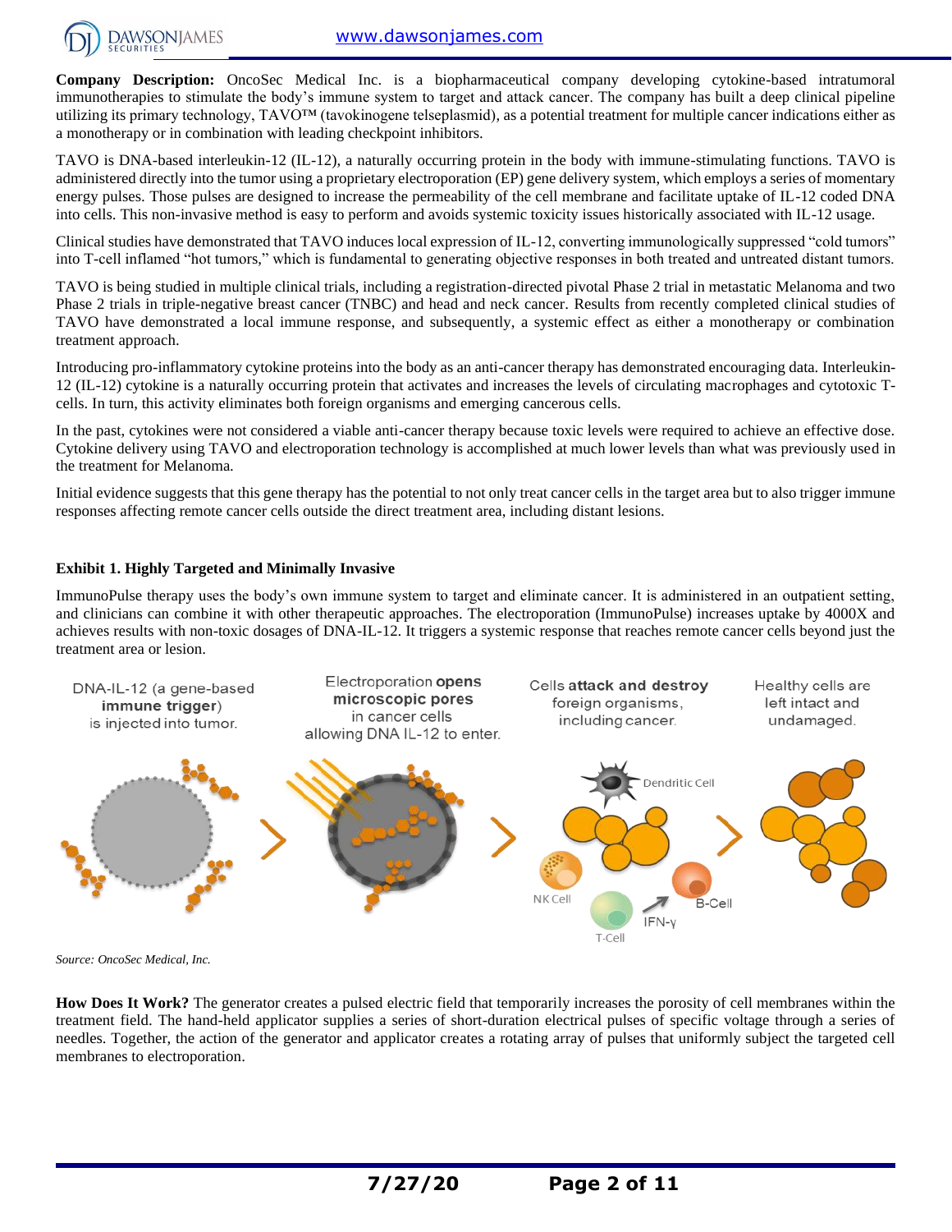**Company Description:** OncoSec Medical Inc. is a biopharmaceutical company developing cytokine-based intratumoral immunotherapies to stimulate the body's immune system to target and attack cancer. The company has built a deep clinical pipeline utilizing its primary technology, TAVO™ (tavokinogene telseplasmid), as a potential treatment for multiple cancer indications either as a monotherapy or in combination with leading checkpoint inhibitors.

TAVO is DNA-based interleukin-12 (IL-12), a naturally occurring protein in the body with immune-stimulating functions. TAVO is administered directly into the tumor using a proprietary electroporation (EP) gene delivery system, which employs a series of momentary energy pulses. Those pulses are designed to increase the permeability of the cell membrane and facilitate uptake of IL-12 coded DNA into cells. This non-invasive method is easy to perform and avoids systemic toxicity issues historically associated with IL-12 usage.

Clinical studies have demonstrated that TAVO induces local expression of IL-12, converting immunologically suppressed "cold tumors" into T-cell inflamed "hot tumors," which is fundamental to generating objective responses in both treated and untreated distant tumors.

TAVO is being studied in multiple clinical trials, including a registration-directed pivotal Phase 2 trial in metastatic Melanoma and two Phase 2 trials in triple-negative breast cancer (TNBC) and head and neck cancer. Results from recently completed clinical studies of TAVO have demonstrated a local immune response, and subsequently, a systemic effect as either a monotherapy or combination treatment approach.

Introducing pro-inflammatory cytokine proteins into the body as an anti-cancer therapy has demonstrated encouraging data. Interleukin-12 (IL-12) cytokine is a naturally occurring protein that activates and increases the levels of circulating macrophages and cytotoxic T-cells. In turn, this activity eliminates both foreign organisms and emerging cancerous cells.

In the past, cytokines were not considered a viable anti-cancer therapy because toxic levels were required to achieve an effective dose. Cytokine delivery using TAVO and electroporation technology is accomplished at much lower levels than what was previously used in the treatment for Melanoma.

Initial evidence suggests that this gene therapy has the potential to not only treat cancer cells in the target area but to also trigger immune responses affecting remote cancer cells outside the direct treatment area, including distant lesions.

**Exhibit 1. Highly Targeted and Minimally Invasive**

ImmunoPulse therapy uses the body's own immune system to target and eliminate cancer. It is administered in an outpatient setting, and clinicians can combine it with other therapeutic approaches. The electroporation (ImmunoPulse) increases uptake by 4000X and achieves results with non-toxic dosages of DNA-IL-12. It triggers a systemic response that reaches remote cancer cells beyond just the treatment area or lesion.

DNA-IL-12 (a gene-based **immune trigger**) is injected into tumor. > Electroporation **opens microscopic pores** in cancer cells allowing DNA IL-12 to enter. > Cells **attack and destroy** foreign organisms, including cancer. > Healthy cells are left intact and undamaged.

*Source: OncoSec Medical, Inc.*

**How Does It Work?** The generator creates a pulsed electric field that temporarily increases the porosity of cell membranes within the treatment field. The hand-held applicator supplies a series of short-duration electrical pulses of specific voltage through a series of needles. Together, the action of the generator and applicator creates a rotating array of pulses that uniformly subject the targeted cell membranes to electroporation.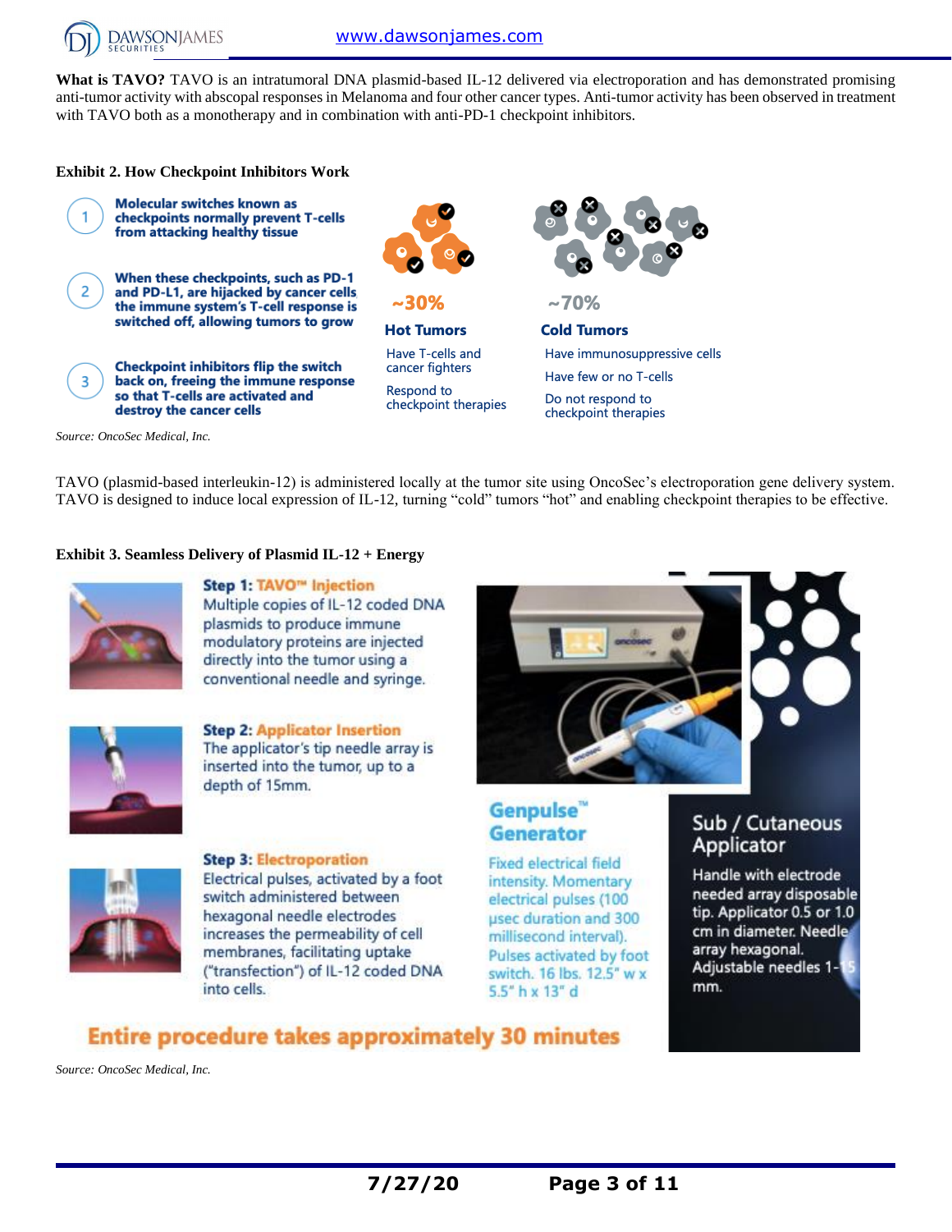**What is TAVO?** TAVO is an intratumoral DNA plasmid-based IL-12 delivered via electroporation and has demonstrated promising anti-tumor activity with abscopal responses in Melanoma and four other cancer types. Anti-tumor activity has been observed in treatment with TAVO both as a monotherapy and in combination with anti-PD-1 checkpoint inhibitors.

**Exhibit 2. How Checkpoint Inhibitors Work**

1. Molecular switches known as checkpoints normally prevent T-cells from attacking healthy tissue
2. When these checkpoints, such as PD-1 and PD-L1, are hijacked by cancer cells, the immune system's T-cell response is switched off, allowing tumors to grow
3. Checkpoint inhibitors flip the switch back on, freeing the immune response so that T-cells are activated and destroy the cancer cells

**~30% Hot Tumors**
- Have T-cells and cancer fighters
- Respond to checkpoint therapies

**~70% Cold Tumors**
- Have immunosuppressive cells
- Have few or no T-cells
- Do not respond to checkpoint therapies

*Source: OncoSec Medical, Inc.*

TAVO (plasmid-based interleukin-12) is administered locally at the tumor site using OncoSec's electroporation gene delivery system. TAVO is designed to induce local expression of IL-12, turning "cold" tumors "hot" and enabling checkpoint therapies to be effective.

**Exhibit 3. Seamless Delivery of Plasmid IL-12 + Energy**

**Step 1: TAVO™ Injection**
Multiple copies of IL-12 coded DNA plasmids to produce immune modulatory proteins are injected directly into the tumor using a conventional needle and syringe.

**Step 2: Applicator Insertion**
The applicator's tip needle array is inserted into the tumor, up to a depth of 15mm.

**Step 3: Electroporation**
Electrical pulses, activated by a foot switch administered between hexagonal needle electrodes increases the permeability of cell membranes, facilitating uptake ("transfection") of IL-12 coded DNA into cells.

**Genpulse™ Generator**
Fixed electrical field intensity. Momentary electrical pulses (100 µsec duration and 300 millisecond interval). Pulses activated by foot switch. 16 lbs. 12.5" w x 5.5" h x 13" d

**Sub / Cutaneous Applicator**
Handle with electrode needed array disposable tip. Applicator 0.5 or 1.0 cm in diameter. Needle array hexagonal. Adjustable needles 1-15 mm.

**Entire procedure takes approximately 30 minutes**

*Source: OncoSec Medical, Inc.*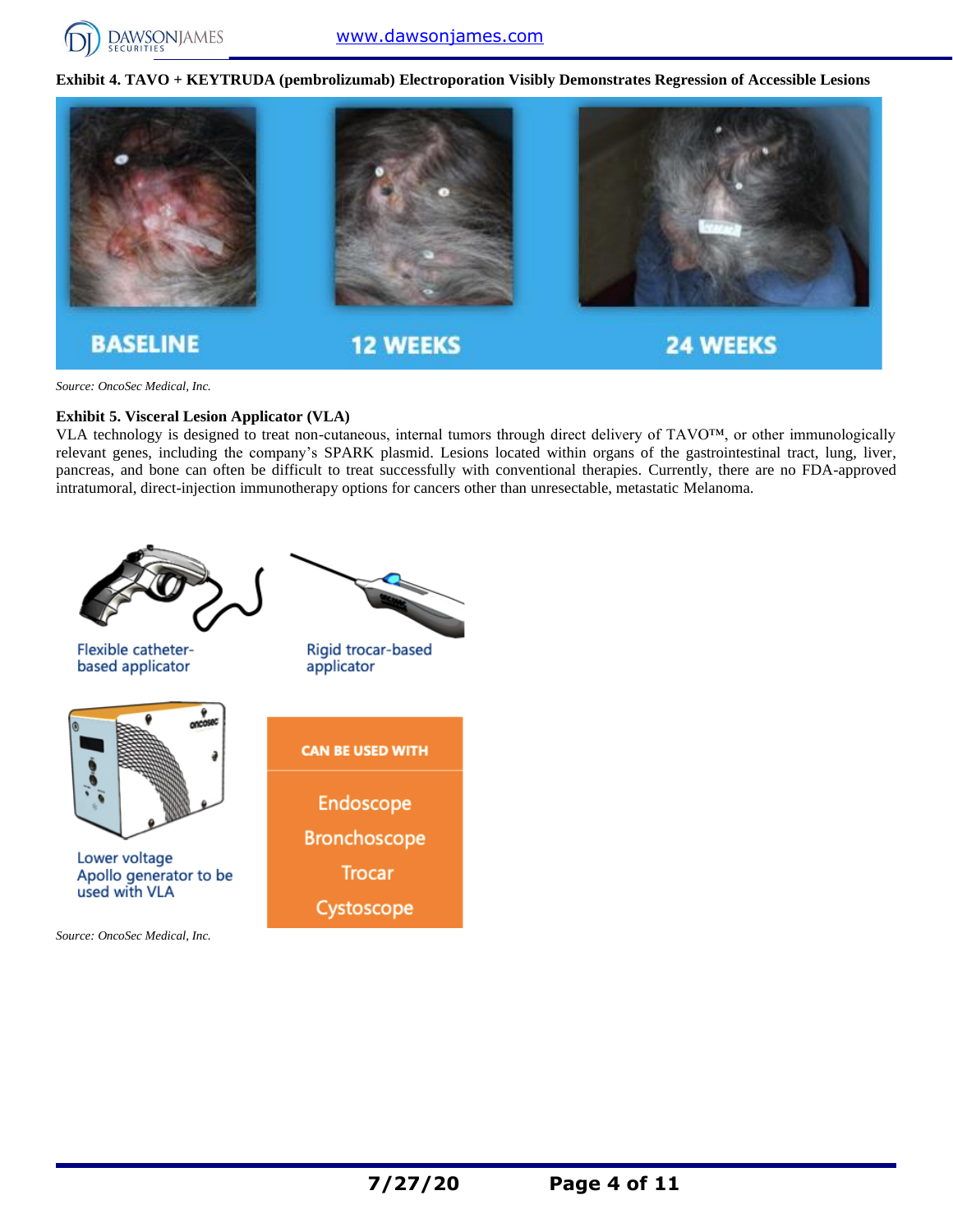**Exhibit 4. TAVO + KEYTRUDA (pembrolizumab) Electroporation Visibly Demonstrates Regression of Accessible Lesions**

BASELINE | 12 WEEKS | 24 WEEKS

*Source: OncoSec Medical, Inc.*

**Exhibit 5. Visceral Lesion Applicator (VLA)**

VLA technology is designed to treat non-cutaneous, internal tumors through direct delivery of TAVO™, or other immunologically relevant genes, including the company's SPARK plasmid. Lesions located within organs of the gastrointestinal tract, lung, liver, pancreas, and bone can often be difficult to treat successfully with conventional therapies. Currently, there are no FDA-approved intratumoral, direct-injection immunotherapy options for cancers other than unresectable, metastatic Melanoma.

Flexible catheter-based applicator

Rigid trocar-based applicator

Lower voltage Apollo generator to be used with VLA

CAN BE USED WITH
- Endoscope
- Bronchoscope
- Trocar
- Cystoscope

*Source: OncoSec Medical, Inc.*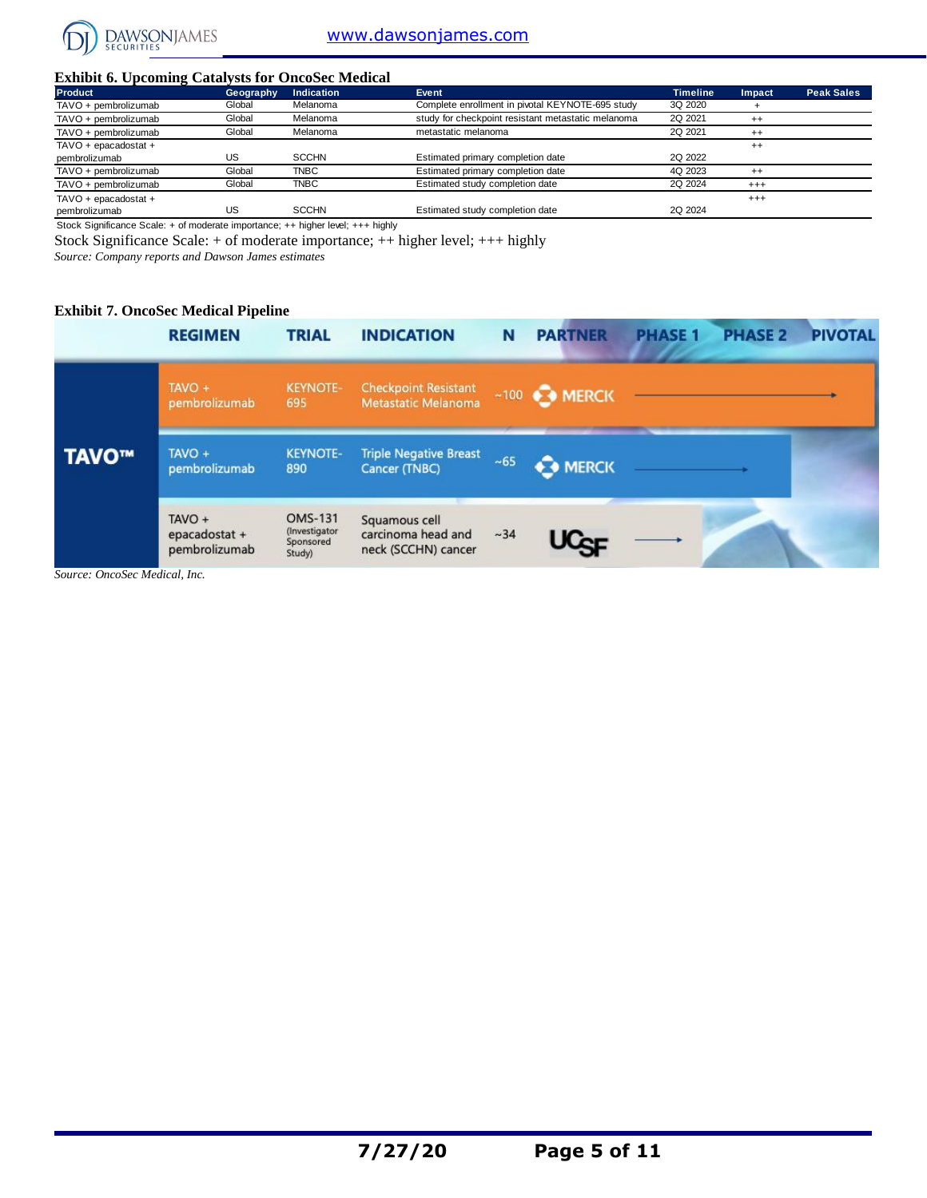### Exhibit 6. Upcoming Catalysts for OncoSec Medical

| Product | Geography | Indication | Event | Timeline | Impact | Peak Sales |
|---|---|---|---|---|---|---|
| TAVO + pembrolizumab | Global | Melanoma | Complete enrollment in pivotal KEYNOTE-695 study | 3Q 2020 | + | |
| TAVO + pembrolizumab | Global | Melanoma | study for checkpoint resistant metastatic melanoma | 2Q 2021 | ++ | |
| TAVO + pembrolizumab | Global | Melanoma | metastatic melanoma | 2Q 2021 | ++ | |
| TAVO + epacadostat + pembrolizumab | US | SCCHN | Estimated primary completion date | 2Q 2022 | ++ | |
| TAVO + pembrolizumab | Global | TNBC | Estimated primary completion date | 4Q 2023 | ++ | |
| TAVO + pembrolizumab | Global | TNBC | Estimated study completion date | 2Q 2024 | +++ | |
| TAVO + epacadostat + pembrolizumab | US | SCCHN | Estimated study completion date | 2Q 2024 | +++ | |

Stock Significance Scale: + of moderate importance; ++ higher level; +++ highly

Stock Significance Scale: + of moderate importance; ++ higher level; +++ highly

*Source: Company reports and Dawson James estimates*

### Exhibit 7. OncoSec Medical Pipeline

| | REGIMEN | TRIAL | INDICATION | N | PARTNER | PHASE 1 | PHASE 2 | PIVOTAL |
|---|---|---|---|---|---|---|---|---|
| TAVO™ | TAVO + pembrolizumab | KEYNOTE-695 | Checkpoint Resistant Metastatic Melanoma | ~100 | MERCK | → | → | → |
| TAVO™ | TAVO + pembrolizumab | KEYNOTE-890 | Triple Negative Breast Cancer (TNBC) | ~65 | MERCK | → | → | |
| TAVO™ | TAVO + epacadostat + pembrolizumab | OMS-131 (Investigator Sponsored Study) | Squamous cell carcinoma head and neck (SCCHN) cancer | ~34 | UCSF | → | | |

*Source: OncoSec Medical, Inc.*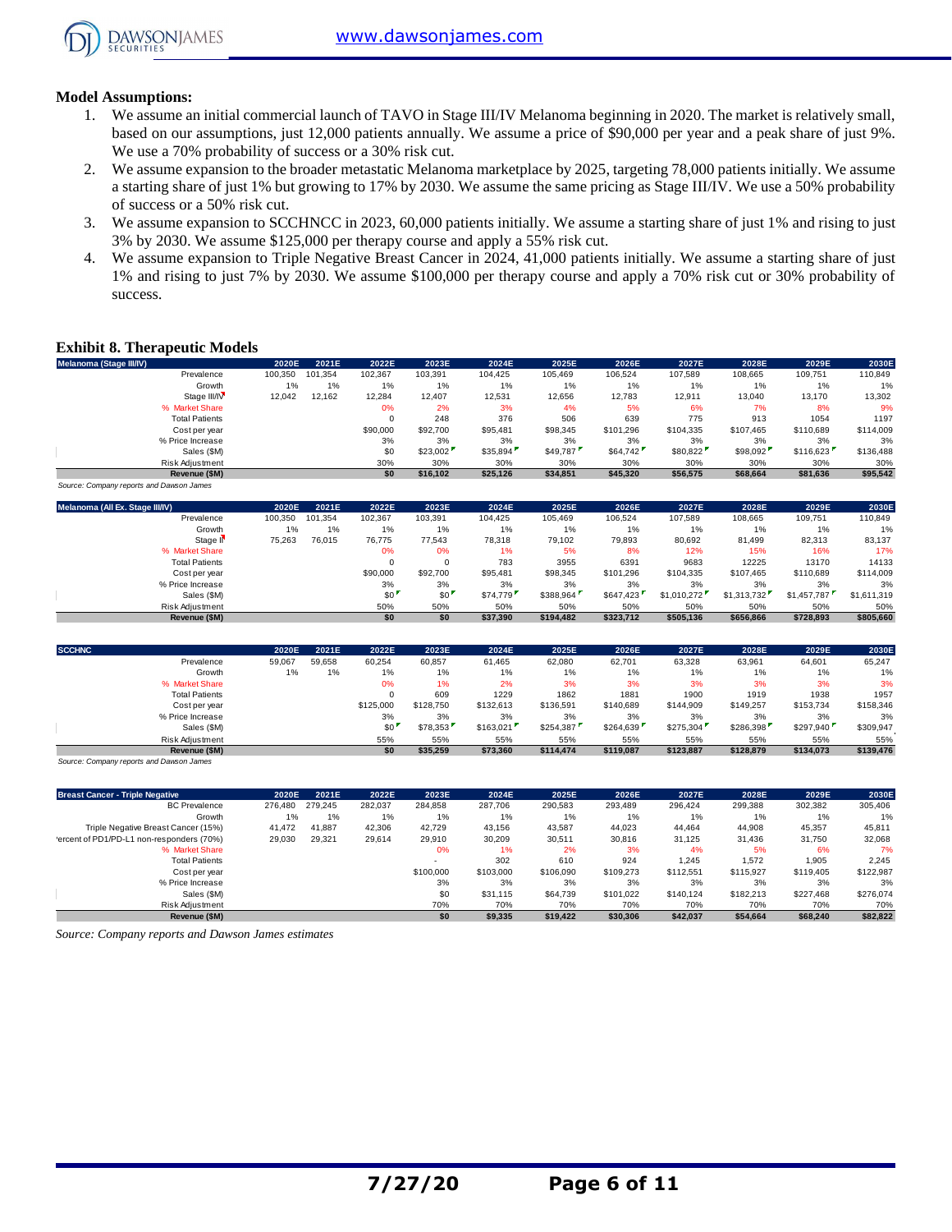**Model Assumptions:**

1. We assume an initial commercial launch of TAVO in Stage III/IV Melanoma beginning in 2020. The market is relatively small, based on our assumptions, just 12,000 patients annually. We assume a price of $90,000 per year and a peak share of just 9%. We use a 70% probability of success or a 30% risk cut.
2. We assume expansion to the broader metastatic Melanoma marketplace by 2025, targeting 78,000 patients initially. We assume a starting share of just 1% but growing to 17% by 2030. We assume the same pricing as Stage III/IV. We use a 50% probability of success or a 50% risk cut.
3. We assume expansion to SCCHNCC in 2023, 60,000 patients initially. We assume a starting share of just 1% and rising to just 3% by 2030. We assume $125,000 per therapy course and apply a 55% risk cut.
4. We assume expansion to Triple Negative Breast Cancer in 2024, 41,000 patients initially. We assume a starting share of just 1% and rising to just 7% by 2030. We assume $100,000 per therapy course and apply a 70% risk cut or 30% probability of success.

## Exhibit 8. Therapeutic Models

| Melanoma (Stage III/IV) | 2020E | 2021E | 2022E | 2023E | 2024E | 2025E | 2026E | 2027E | 2028E | 2029E | 2030E |
|---|---|---|---|---|---|---|---|---|---|---|---|
| Prevalence | 100,350 | 101,354 | 102,367 | 103,391 | 104,425 | 105,469 | 106,524 | 107,589 | 108,665 | 109,751 | 110,849 |
| Growth | 1% | 1% | 1% | 1% | 1% | 1% | 1% | 1% | 1% | 1% | 1% |
| Stage III/IV | 12,042 | 12,162 | 12,284 | 12,407 | 12,531 | 12,656 | 12,783 | 12,911 | 13,040 | 13,170 | 13,302 |
| % Market Share | | | 0% | 2% | 3% | 4% | 5% | 6% | 7% | 8% | 9% |
| Total Patients | | | 0 | 248 | 376 | 506 | 639 | 775 | 913 | 1054 | 1197 |
| Cost per year | | | $90,000 | $92,700 | $95,481 | $98,345 | $101,296 | $104,335 | $107,465 | $110,689 | $114,009 |
| % Price Increase | | | 3% | 3% | 3% | 3% | 3% | 3% | 3% | 3% | 3% |
| Sales ($M) | | | $0 | $23,002 | $35,894 | $49,787 | $64,742 | $80,822 | $98,092 | $116,623 | $136,488 |
| Risk Adjustment | | | 30% | 30% | 30% | 30% | 30% | 30% | 30% | 30% | 30% |
| **Revenue ($M)** | | | **$0** | **$16,102** | **$25,126** | **$34,851** | **$45,320** | **$56,575** | **$68,664** | **$81,636** | **$95,542** |

*Source: Company reports and Dawson James*

| Melanoma (All Ex. Stage III/IV) | 2020E | 2021E | 2022E | 2023E | 2024E | 2025E | 2026E | 2027E | 2028E | 2029E | 2030E |
|---|---|---|---|---|---|---|---|---|---|---|---|
| Prevalence | 100,350 | 101,354 | 102,367 | 103,391 | 104,425 | 105,469 | 106,524 | 107,589 | 108,665 | 109,751 | 110,849 |
| Growth | 1% | 1% | 1% | 1% | 1% | 1% | 1% | 1% | 1% | 1% | 1% |
| Stage II | 75,263 | 76,015 | 76,775 | 77,543 | 78,318 | 79,102 | 79,893 | 80,692 | 81,499 | 82,313 | 83,137 |
| % Market Share | | | 0% | 0% | 1% | 5% | 8% | 12% | 15% | 16% | 17% |
| Total Patients | | | 0 | 0 | 783 | 3955 | 6391 | 9683 | 12225 | 13170 | 14133 |
| Cost per year | | | $90,000 | $92,700 | $95,481 | $98,345 | $101,296 | $104,335 | $107,465 | $110,689 | $114,009 |
| % Price Increase | | | 3% | 3% | 3% | 3% | 3% | 3% | 3% | 3% | 3% |
| Sales ($M) | | | $0 | $0 | $74,779 | $388,964 | $647,423 | $1,010,272 | $1,313,732 | $1,457,787 | $1,611,319 |
| Risk Adjustment | | | 50% | 50% | 50% | 50% | 50% | 50% | 50% | 50% | 50% |
| **Revenue ($M)** | | | **$0** | **$0** | **$37,390** | **$194,482** | **$323,712** | **$505,136** | **$656,866** | **$728,893** | **$805,660** |

| SCCHNC | 2020E | 2021E | 2022E | 2023E | 2024E | 2025E | 2026E | 2027E | 2028E | 2029E | 2030E |
|---|---|---|---|---|---|---|---|---|---|---|---|
| Prevalence | 59,067 | 59,658 | 60,254 | 60,857 | 61,465 | 62,080 | 62,701 | 63,328 | 63,961 | 64,601 | 65,247 |
| Growth | 1% | 1% | 1% | 1% | 1% | 1% | 1% | 1% | 1% | 1% | 1% |
| % Market Share | | | 0% | 1% | 2% | 3% | 3% | 3% | 3% | 3% | 3% |
| Total Patients | | | 0 | 609 | 1229 | 1862 | 1881 | 1900 | 1919 | 1938 | 1957 |
| Cost per year | | | $125,000 | $128,750 | $132,613 | $136,591 | $140,689 | $144,909 | $149,257 | $153,734 | $158,346 |
| % Price Increase | | | 3% | 3% | 3% | 3% | 3% | 3% | 3% | 3% | 3% |
| Sales ($M) | | | $0 | $78,353 | $163,021 | $254,387 | $264,639 | $275,304 | $286,398 | $297,940 | $309,947 |
| Risk Adjustment | | | 55% | 55% | 55% | 55% | 55% | 55% | 55% | 55% | 55% |
| **Revenue ($M)** | | | **$0** | **$35,259** | **$73,360** | **$114,474** | **$119,087** | **$123,887** | **$128,879** | **$134,073** | **$139,476** |

*Source: Company reports and Dawson James*

| Breast Cancer - Triple Negative | 2020E | 2021E | 2022E | 2023E | 2024E | 2025E | 2026E | 2027E | 2028E | 2029E | 2030E |
|---|---|---|---|---|---|---|---|---|---|---|---|
| BC Prevalence | 276,480 | 279,245 | 282,037 | 284,858 | 287,706 | 290,583 | 293,489 | 296,424 | 299,388 | 302,382 | 305,406 |
| Growth | 1% | 1% | 1% | 1% | 1% | 1% | 1% | 1% | 1% | 1% | 1% |
| Triple Negative Breast Cancer (15%) | 41,472 | 41,887 | 42,306 | 42,729 | 43,156 | 43,587 | 44,023 | 44,464 | 44,908 | 45,357 | 45,811 |
| Percent of PD1/PD-L1 non-responders (70%) | 29,030 | 29,321 | 29,614 | 29,910 | 30,209 | 30,511 | 30,816 | 31,125 | 31,436 | 31,750 | 32,068 |
| % Market Share | | | | 0% | 1% | 2% | 3% | 4% | 5% | 6% | 7% |
| Total Patients | | | | - | 302 | 610 | 924 | 1,245 | 1,572 | 1,905 | 2,245 |
| Cost per year | | | | $100,000 | $103,000 | $106,090 | $109,273 | $112,551 | $115,927 | $119,405 | $122,987 |
| % Price Increase | | | | 3% | 3% | 3% | 3% | 3% | 3% | 3% | 3% |
| Sales ($M) | | | | $0 | $31,115 | $64,739 | $101,022 | $140,124 | $182,213 | $227,468 | $276,074 |
| Risk Adjustment | | | | 70% | 70% | 70% | 70% | 70% | 70% | 70% | 70% |
| **Revenue ($M)** | | | | **$0** | **$9,335** | **$19,422** | **$30,306** | **$42,037** | **$54,664** | **$68,240** | **$82,822** |

*Source: Company reports and Dawson James estimates*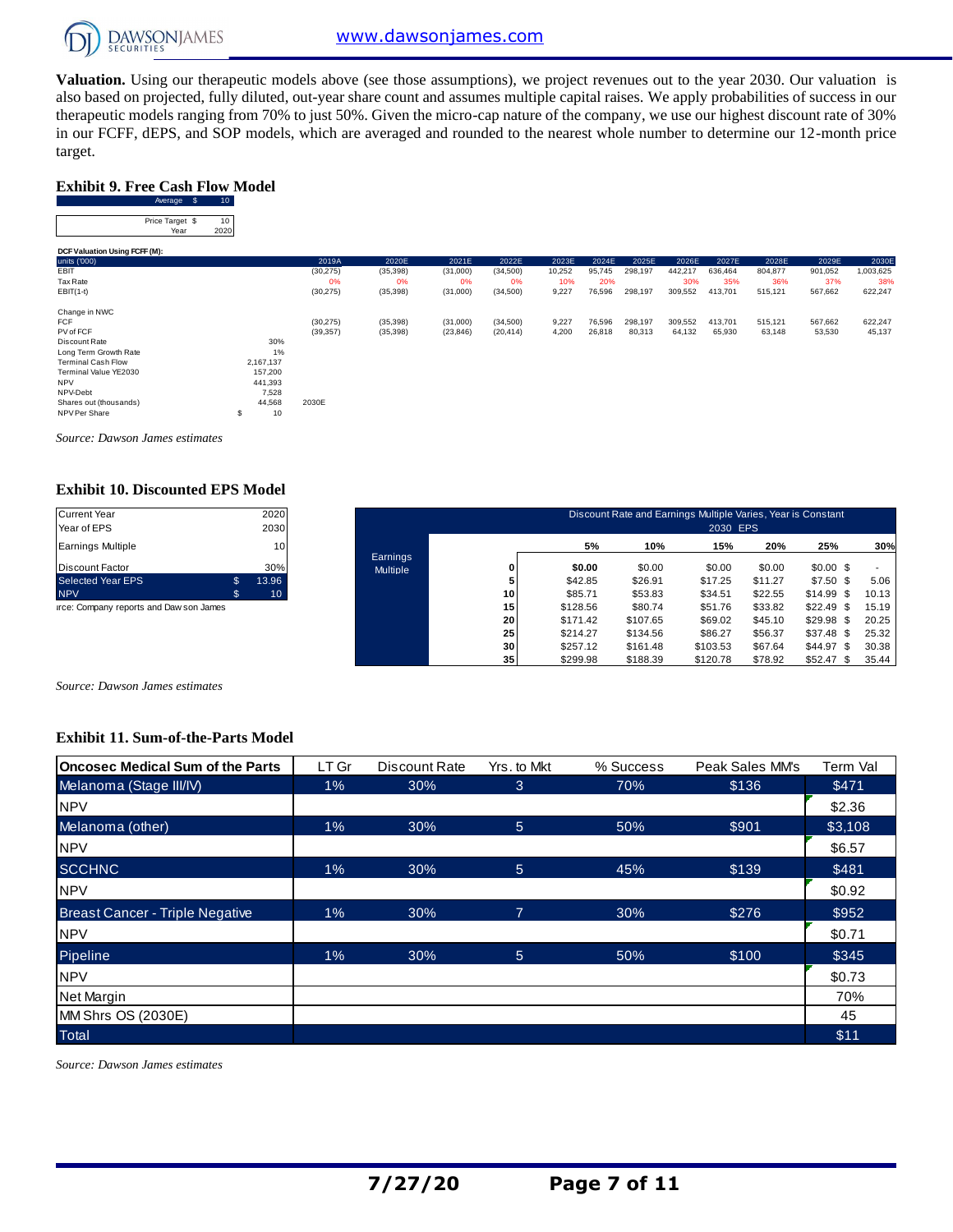**Valuation.** Using our therapeutic models above (see those assumptions), we project revenues out to the year 2030. Our valuation is also based on projected, fully diluted, out-year share count and assumes multiple capital raises. We apply probabilities of success in our therapeutic models ranging from 70% to just 50%. Given the micro-cap nature of the company, we use our highest discount rate of 30% in our FCFF, dEPS, and SOP models, which are averaged and rounded to the nearest whole number to determine our 12-month price target.

### Exhibit 9. Free Cash Flow Model

| | | |
|---|---|---|
| Average | $ | 10 |

| | | |
|---|---|---|
| Price Target | $ | 10 |
| Year | | 2020 |

**DCF Valuation Using FCFF (M):**

| units ('000) | | 2019A | 2020E | 2021E | 2022E | 2023E | 2024E | 2025E | 2026E | 2027E | 2028E | 2029E | 2030E |
|---|---|---|---|---|---|---|---|---|---|---|---|---|---|
| EBIT | | (30,275) | (35,398) | (31,000) | (34,500) | 10,252 | 95,745 | 298,197 | 442,217 | 636,464 | 804,877 | 901,052 | 1,003,625 |
| Tax Rate | | 0% | 0% | 0% | 0% | 10% | 20% | | 30% | 35% | 36% | 37% | 38% |
| EBIT(1-t) | | (30,275) | (35,398) | (31,000) | (34,500) | 9,227 | 76,596 | 298,197 | 309,552 | 413,701 | 515,121 | 567,662 | 622,247 |
| | | | | | | | | | | | | | |
| Change in NWC | | | | | | | | | | | | | |
| FCF | | (30,275) | (35,398) | (31,000) | (34,500) | 9,227 | 76,596 | 298,197 | 309,552 | 413,701 | 515,121 | 567,662 | 622,247 |
| PV of FCF | | (39,357) | (35,398) | (23,846) | (20,414) | 4,200 | 26,818 | 80,313 | 64,132 | 65,930 | 63,148 | 53,530 | 45,137 |
| Discount Rate | 30% | | | | | | | | | | | | |
| Long Term Growth Rate | 1% | | | | | | | | | | | | |
| Terminal Cash Flow | 2,167,137 | | | | | | | | | | | | |
| Terminal Value YE2030 | 157,200 | | | | | | | | | | | | |
| NPV | 441,393 | | | | | | | | | | | | |
| NPV-Debt | 7,528 | | | | | | | | | | | | |
| Shares out (thousands) | 44,568 | 2030E | | | | | | | | | | | |
| NPV Per Share | $ 10 | | | | | | | | | | | | |

*Source: Dawson James estimates*

### Exhibit 10. Discounted EPS Model

| | | |
|---|---|---|
| Current Year | | 2020 |
| Year of EPS | | 2030 |
| Earnings Multiple | | 10 |
| Discount Factor | | 30% |
| Selected Year EPS | $ | 13.96 |
| NPV | $ | 10 |

rce: Company reports and Dawson James

| Discount Rate and Earnings Multiple Varies, Year is Constant | | | | | | | |
|---|---|---|---|---|---|---|---|
| 2030 EPS | | | | | | | |
| | | **5%** | **10%** | **15%** | **20%** | **25%** | **30%** |
| Earnings Multiple | **0** | **$0.00** | $0.00 | $0.00 | $0.00 | $0.00 | $ - |
| | **5** | $42.85 | $26.91 | $17.25 | $11.27 | $7.50 | $ 5.06 |
| | **10** | $85.71 | $53.83 | $34.51 | $22.55 | $14.99 | $ 10.13 |
| | **15** | $128.56 | $80.74 | $51.76 | $33.82 | $22.49 | $ 15.19 |
| | **20** | $171.42 | $107.65 | $69.02 | $45.10 | $29.98 | $ 20.25 |
| | **25** | $214.27 | $134.56 | $86.27 | $56.37 | $37.48 | $ 25.32 |
| | **30** | $257.12 | $161.48 | $103.53 | $67.64 | $44.97 | $ 30.38 |
| | **35** | $299.98 | $188.39 | $120.78 | $78.92 | $52.47 | $ 35.44 |

*Source: Dawson James estimates*

### Exhibit 11. Sum-of-the-Parts Model

| **Oncosec Medical Sum of the Parts** | LT Gr | Discount Rate | Yrs. to Mkt | % Success | Peak Sales MM's | Term Val |
|---|---|---|---|---|---|---|
| Melanoma (Stage III/IV) | 1% | 30% | 3 | 70% | $136 | $471 |
| NPV | | | | | | $2.36 |
| Melanoma (other) | 1% | 30% | 5 | 50% | $901 | $3,108 |
| NPV | | | | | | $6.57 |
| SCCHNC | 1% | 30% | 5 | 45% | $139 | $481 |
| NPV | | | | | | $0.92 |
| Breast Cancer - Triple Negative | 1% | 30% | 7 | 30% | $276 | $952 |
| NPV | | | | | | $0.71 |
| Pipeline | 1% | 30% | 5 | 50% | $100 | $345 |
| NPV | | | | | | $0.73 |
| Net Margin | | | | | | 70% |
| MM Shrs OS (2030E) | | | | | | 45 |
| Total | | | | | | $11 |

*Source: Dawson James estimates*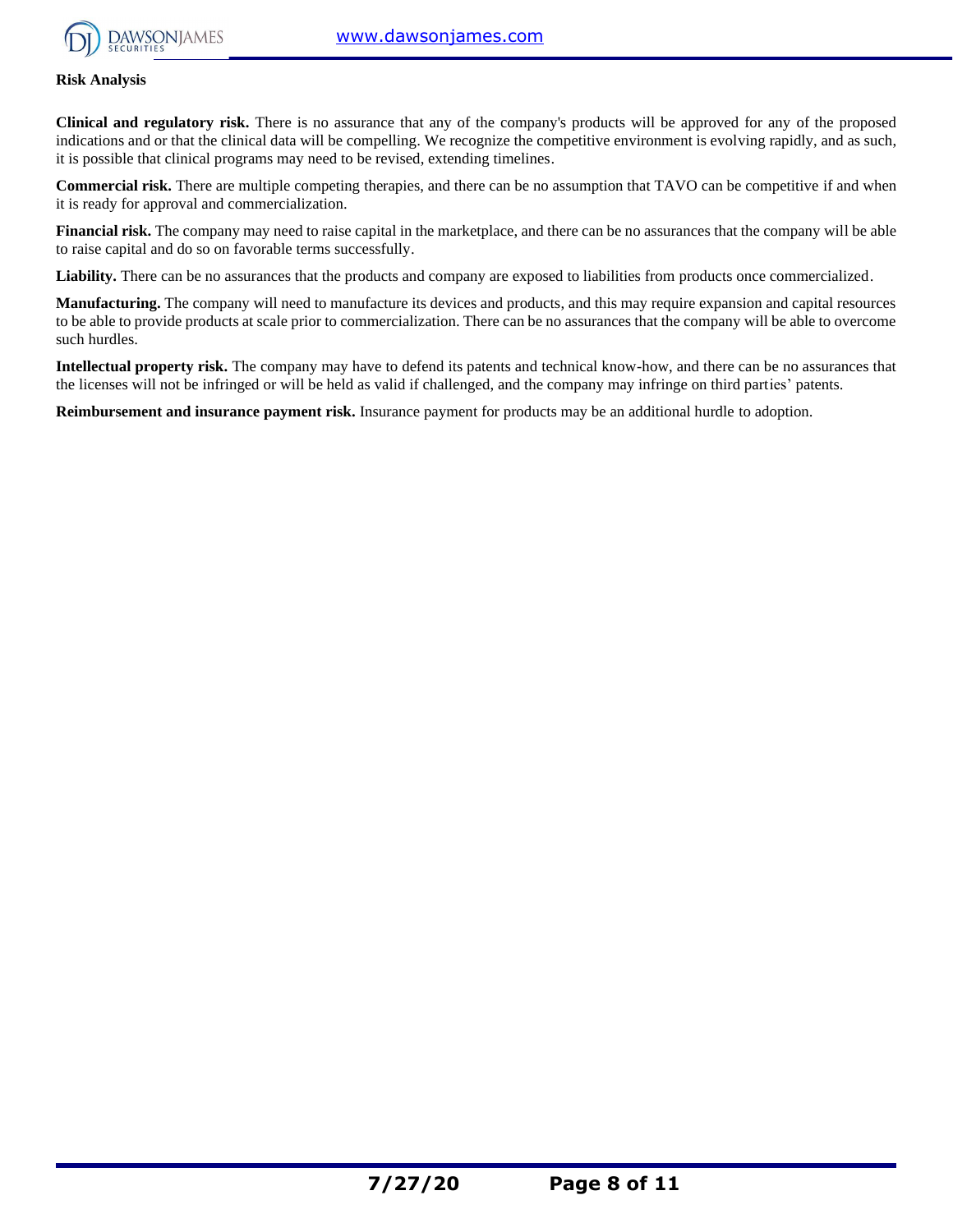**Risk Analysis**

**Clinical and regulatory risk.** There is no assurance that any of the company's products will be approved for any of the proposed indications and or that the clinical data will be compelling. We recognize the competitive environment is evolving rapidly, and as such, it is possible that clinical programs may need to be revised, extending timelines.

**Commercial risk.** There are multiple competing therapies, and there can be no assumption that TAVO can be competitive if and when it is ready for approval and commercialization.

**Financial risk.** The company may need to raise capital in the marketplace, and there can be no assurances that the company will be able to raise capital and do so on favorable terms successfully.

**Liability.** There can be no assurances that the products and company are exposed to liabilities from products once commercialized.

**Manufacturing.** The company will need to manufacture its devices and products, and this may require expansion and capital resources to be able to provide products at scale prior to commercialization. There can be no assurances that the company will be able to overcome such hurdles.

**Intellectual property risk.** The company may have to defend its patents and technical know-how, and there can be no assurances that the licenses will not be infringed or will be held as valid if challenged, and the company may infringe on third parties' patents.

**Reimbursement and insurance payment risk.** Insurance payment for products may be an additional hurdle to adoption.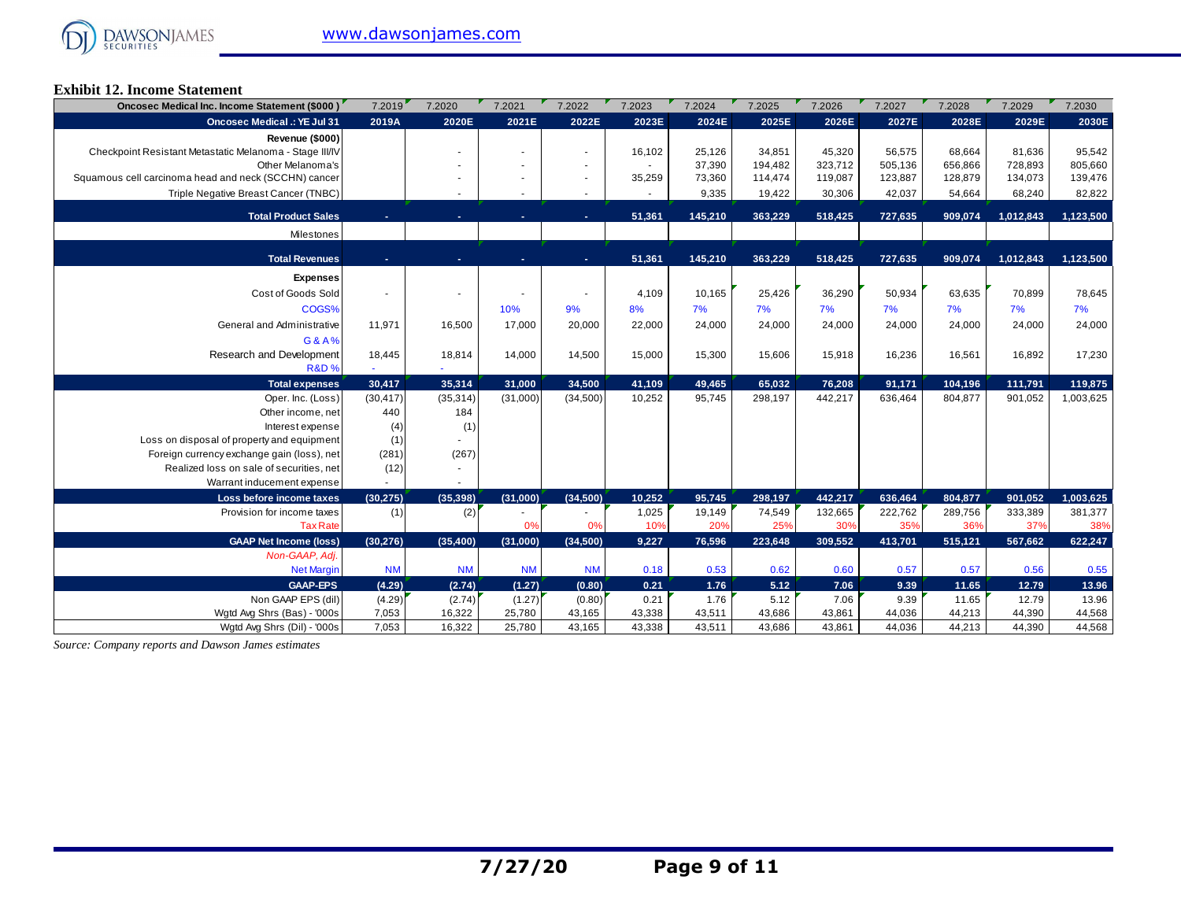## Exhibit 12. Income Statement

| Oncosec Medical Inc. Income Statement ($000 ) | 7.2019 | 7.2020 | 7.2021 | 7.2022 | 7.2023 | 7.2024 | 7.2025 | 7.2026 | 7.2027 | 7.2028 | 7.2029 | 7.2030 |
|---|---|---|---|---|---|---|---|---|---|---|---|---|
| **Oncosec Medical .: YE Jul 31** | **2019A** | **2020E** | **2021E** | **2022E** | **2023E** | **2024E** | **2025E** | **2026E** | **2027E** | **2028E** | **2029E** | **2030E** |
| **Revenue ($000)** | | | | | | | | | | | | |
| Checkpoint Resistant Metastatic Melanoma - Stage III/IV | | - | - | - | 16,102 | 25,126 | 34,851 | 45,320 | 56,575 | 68,664 | 81,636 | 95,542 |
| Other Melanoma's | | - | - | - | - | 37,390 | 194,482 | 323,712 | 505,136 | 656,866 | 728,893 | 805,660 |
| Squamous cell carcinoma head and neck (SCCHN) cancer | | - | - | - | 35,259 | 73,360 | 114,474 | 119,087 | 123,887 | 128,879 | 134,073 | 139,476 |
| Triple Negative Breast Cancer (TNBC) | | - | - | - | - | 9,335 | 19,422 | 30,306 | 42,037 | 54,664 | 68,240 | 82,822 |
| **Total Product Sales** | **-** | **-** | **-** | **-** | **51,361** | **145,210** | **363,229** | **518,425** | **727,635** | **909,074** | **1,012,843** | **1,123,500** |
| Milestones | | | | | | | | | | | | |
| **Total Revenues** | **-** | **-** | **-** | **-** | **51,361** | **145,210** | **363,229** | **518,425** | **727,635** | **909,074** | **1,012,843** | **1,123,500** |
| **Expenses** | | | | | | | | | | | | |
| Cost of Goods Sold | - | - | - | - | 4,109 | 10,165 | 25,426 | 36,290 | 50,934 | 63,635 | 70,899 | 78,645 |
| COGS% | | | 10% | 9% | 8% | 7% | 7% | 7% | 7% | 7% | 7% | 7% |
| General and Administrative | 11,971 | 16,500 | 17,000 | 20,000 | 22,000 | 24,000 | 24,000 | 24,000 | 24,000 | 24,000 | 24,000 | 24,000 |
| G & A % | | | | | | | | | | | | |
| Research and Development | 18,445 | 18,814 | 14,000 | 14,500 | 15,000 | 15,300 | 15,606 | 15,918 | 16,236 | 16,561 | 16,892 | 17,230 |
| R&D % | - | - | | | | | | | | | | |
| **Total expenses** | **30,417** | **35,314** | **31,000** | **34,500** | **41,109** | **49,465** | **65,032** | **76,208** | **91,171** | **104,196** | **111,791** | **119,875** |
| Oper. Inc. (Loss) | (30,417) | (35,314) | (31,000) | (34,500) | 10,252 | 95,745 | 298,197 | 442,217 | 636,464 | 804,877 | 901,052 | 1,003,625 |
| Other income, net | 440 | 184 | | | | | | | | | | |
| Interest expense | (4) | (1) | | | | | | | | | | |
| Loss on disposal of property and equipment | (1) | - | | | | | | | | | | |
| Foreign currency exchange gain (loss), net | (281) | (267) | | | | | | | | | | |
| Realized loss on sale of securities, net | (12) | - | | | | | | | | | | |
| Warrant inducement expense | - | - | | | | | | | | | | |
| **Loss before income taxes** | **(30,275)** | **(35,398)** | **(31,000)** | **(34,500)** | **10,252** | **95,745** | **298,197** | **442,217** | **636,464** | **804,877** | **901,052** | **1,003,625** |
| Provision for income taxes | (1) | (2) | - | - | 1,025 | 19,149 | 74,549 | 132,665 | 222,762 | 289,756 | 333,389 | 381,377 |
| Tax Rate | | | 0% | 0% | 10% | 20% | 25% | 30% | 35% | 36% | 37% | 38% |
| **GAAP Net Income (loss)** | **(30,276)** | **(35,400)** | **(31,000)** | **(34,500)** | **9,227** | **76,596** | **223,648** | **309,552** | **413,701** | **515,121** | **567,662** | **622,247** |
| *Non-GAAP, Adj.* | | | | | | | | | | | | |
| Net Margin | NM | NM | NM | NM | 0.18 | 0.53 | 0.62 | 0.60 | 0.57 | 0.57 | 0.56 | 0.55 |
| **GAAP-EPS** | **(4.29)** | **(2.74)** | **(1.27)** | **(0.80)** | **0.21** | **1.76** | **5.12** | **7.06** | **9.39** | **11.65** | **12.79** | **13.96** |
| Non GAAP EPS (dil) | (4.29) | (2.74) | (1.27) | (0.80) | 0.21 | 1.76 | 5.12 | 7.06 | 9.39 | 11.65 | 12.79 | 13.96 |
| Wgtd Avg Shrs (Bas) - '000s | 7,053 | 16,322 | 25,780 | 43,165 | 43,338 | 43,511 | 43,686 | 43,861 | 44,036 | 44,213 | 44,390 | 44,568 |
| Wgtd Avg Shrs (Dil) - '000s | 7,053 | 16,322 | 25,780 | 43,165 | 43,338 | 43,511 | 43,686 | 43,861 | 44,036 | 44,213 | 44,390 | 44,568 |

*Source: Company reports and Dawson James estimates*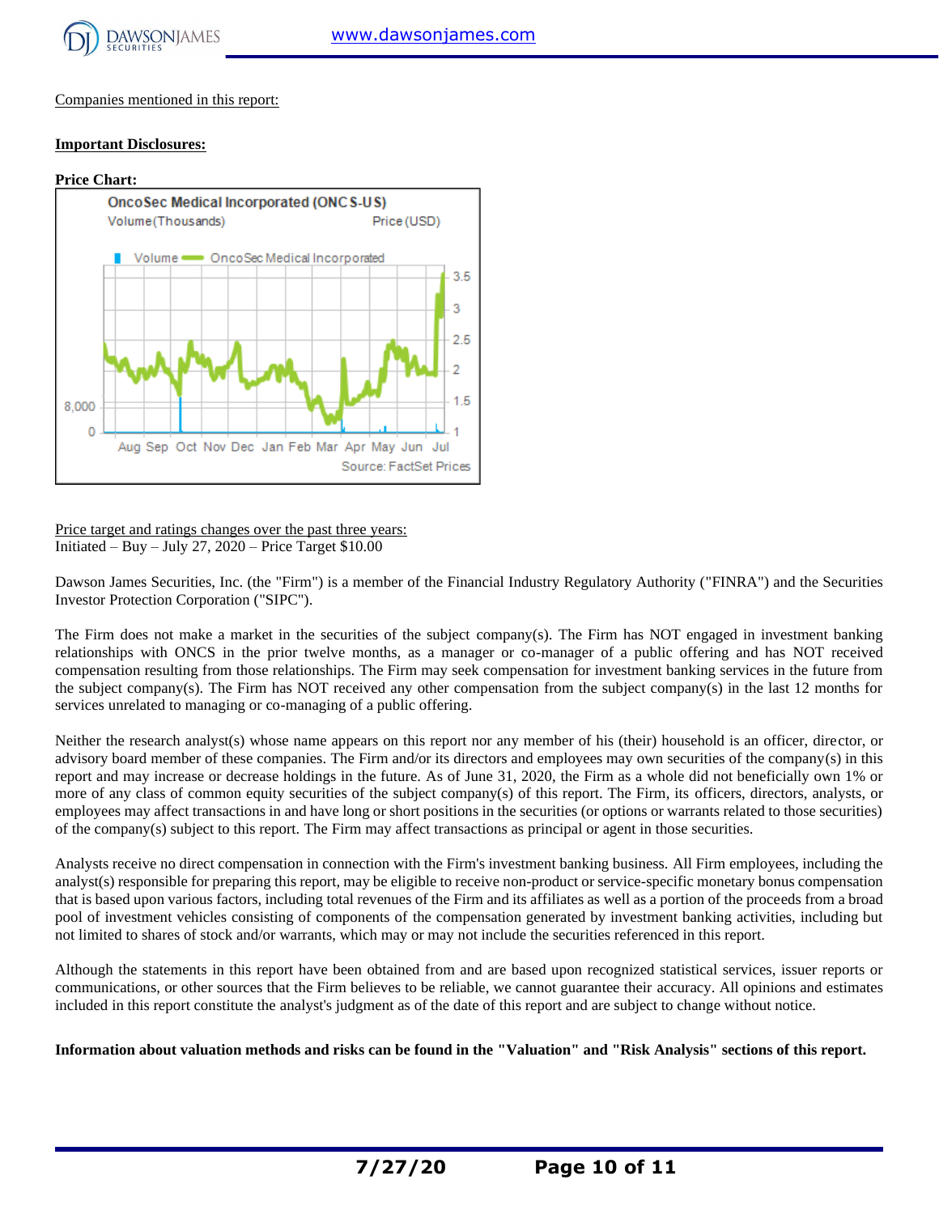Companies mentioned in this report:

**Important Disclosures:**

**Price Chart:**

OncoSec Medical Incorporated (ONCS-US)

Volume (Thousands) Price (USD)

Volume — OncoSec Medical Incorporated

Source: FactSet Prices

Price target and ratings changes over the past three years:
Initiated – Buy – July 27, 2020 – Price Target $10.00

Dawson James Securities, Inc. (the "Firm") is a member of the Financial Industry Regulatory Authority ("FINRA") and the Securities Investor Protection Corporation ("SIPC").

The Firm does not make a market in the securities of the subject company(s). The Firm has NOT engaged in investment banking relationships with ONCS in the prior twelve months, as a manager or co-manager of a public offering and has NOT received compensation resulting from those relationships. The Firm may seek compensation for investment banking services in the future from the subject company(s). The Firm has NOT received any other compensation from the subject company(s) in the last 12 months for services unrelated to managing or co-managing of a public offering.

Neither the research analyst(s) whose name appears on this report nor any member of his (their) household is an officer, director, or advisory board member of these companies. The Firm and/or its directors and employees may own securities of the company(s) in this report and may increase or decrease holdings in the future. As of June 31, 2020, the Firm as a whole did not beneficially own 1% or more of any class of common equity securities of the subject company(s) of this report. The Firm, its officers, directors, analysts, or employees may affect transactions in and have long or short positions in the securities (or options or warrants related to those securities) of the company(s) subject to this report. The Firm may affect transactions as principal or agent in those securities.

Analysts receive no direct compensation in connection with the Firm's investment banking business. All Firm employees, including the analyst(s) responsible for preparing this report, may be eligible to receive non-product or service-specific monetary bonus compensation that is based upon various factors, including total revenues of the Firm and its affiliates as well as a portion of the proceeds from a broad pool of investment vehicles consisting of components of the compensation generated by investment banking activities, including but not limited to shares of stock and/or warrants, which may or may not include the securities referenced in this report.

Although the statements in this report have been obtained from and are based upon recognized statistical services, issuer reports or communications, or other sources that the Firm believes to be reliable, we cannot guarantee their accuracy. All opinions and estimates included in this report constitute the analyst's judgment as of the date of this report and are subject to change without notice.

**Information about valuation methods and risks can be found in the "Valuation" and "Risk Analysis" sections of this report.**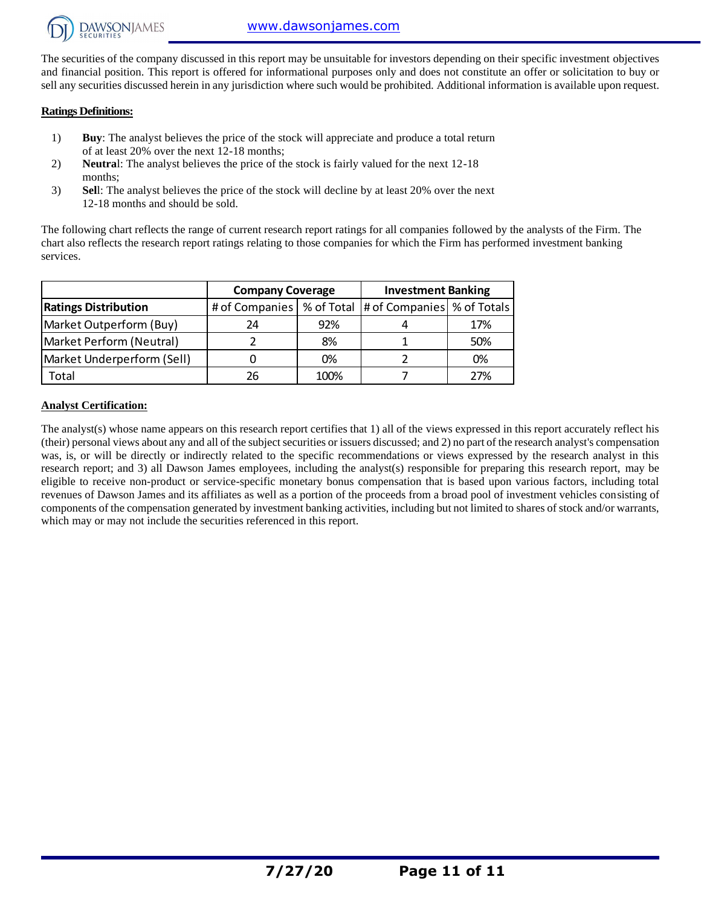The securities of the company discussed in this report may be unsuitable for investors depending on their specific investment objectives and financial position. This report is offered for informational purposes only and does not constitute an offer or solicitation to buy or sell any securities discussed herein in any jurisdiction where such would be prohibited. Additional information is available upon request.

**Ratings Definitions:**

1) **Buy**: The analyst believes the price of the stock will appreciate and produce a total return of at least 20% over the next 12-18 months;
2) **Neutra**l: The analyst believes the price of the stock is fairly valued for the next 12-18 months;
3) **Sel**l: The analyst believes the price of the stock will decline by at least 20% over the next 12-18 months and should be sold.

The following chart reflects the range of current research report ratings for all companies followed by the analysts of the Firm. The chart also reflects the research report ratings relating to those companies for which the Firm has performed investment banking services.

| | Company Coverage | | Investment Banking | |
|---|---|---|---|---|
| **Ratings Distribution** | # of Companies | % of Total | # of Companies | % of Totals |
| Market Outperform (Buy) | 24 | 92% | 4 | 17% |
| Market Perform (Neutral) | 2 | 8% | 1 | 50% |
| Market Underperform (Sell) | 0 | 0% | 2 | 0% |
| Total | 26 | 100% | 7 | 27% |

**Analyst Certification:**

The analyst(s) whose name appears on this research report certifies that 1) all of the views expressed in this report accurately reflect his (their) personal views about any and all of the subject securities or issuers discussed; and 2) no part of the research analyst's compensation was, is, or will be directly or indirectly related to the specific recommendations or views expressed by the research analyst in this research report; and 3) all Dawson James employees, including the analyst(s) responsible for preparing this research report, may be eligible to receive non-product or service-specific monetary bonus compensation that is based upon various factors, including total revenues of Dawson James and its affiliates as well as a portion of the proceeds from a broad pool of investment vehicles consisting of components of the compensation generated by investment banking activities, including but not limited to shares of stock and/or warrants, which may or may not include the securities referenced in this report.